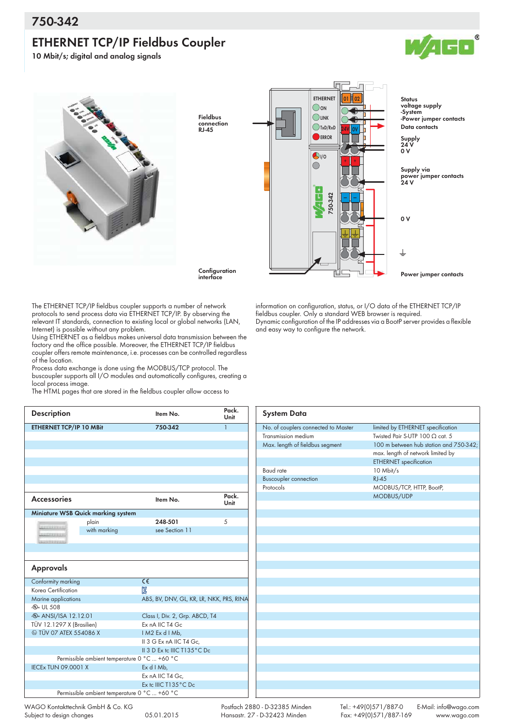# 750-342

## ETHERNET TCP/IP Fieldbus Coupler

10 Mbit/s; digital and analog signals

Fieldbus connection RJ-45

Configuration interface

Status voltage supply -System -Power jumper contacts

Data contacts

Supply 24 V 0 V

Supply via power jumper contacts 24 V

0 V

Power jumper contacts

The ETHERNET TCP/IP fieldbus coupler supports a number of network protocols to send process data via ETHERNET TCP/IP. By observing the relevant IT standards, connection to existing local or global networks (LAN, Internet) is possible without any problem.
Using ETHERNET as a fieldbus makes universal data transmission between the factory and the office possible. Moreover, the ETHERNET TCP/IP fieldbus coupler offers remote maintenance, i.e. processes can be controlled regardless of the location.
Process data exchange is done using the MODBUS/TCP protocol. The buscoupler supports all I/O modules and automatically configures, creating a local process image.
The HTML pages that are stored in the fieldbus coupler allow access to information on configuration, status, or I/O data of the ETHERNET TCP/IP fieldbus coupler. Only a standard WEB browser is required.
Dynamic configuration of the IP addresses via a BootP server provides a flexible and easy way to configure the network.

| Description | Item No. | Pack. Unit |
|---|---|---|
| **ETHERNET TCP/IP 10 MBit** | **750-342** | 1 |

| Accessories | Item No. | Pack. Unit |
|---|---|---|
| **Miniature WSB Quick marking system** | | |
| plain | **248-501** | 5 |
| with marking | see Section 11 | |

## Approvals

| | |
|---|---|
| Conformity marking | CE |
| Korea Certification | KC |
| Marine applications | ABS, BV, DNV, GL, KR, LR, NKK, PRS, RINA |
| UL 508 | |
| ANSI/ISA 12.12.01 | Class I, Div. 2, Grp. ABCD, T4 |
| TÜV 12.1297 X (Brasilien) | Ex nA IIC T4 Gc |
| TÜV 07 ATEX 554086 X | I M2 Ex d I Mb, |
| | II 3 G Ex nA IIC T4 Gc, |
| | II 3 D Ex tc IIIC T135°C Dc |
| Permissible ambient temperature 0 °C ... +60 °C | |
| IECEx TUN 09.0001 X | Ex d I Mb, |
| | Ex nA IIC T4 Gc, |
| | Ex tc IIIC T135°C Dc |
| Permissible ambient temperature 0 °C ... +60 °C | |

| System Data | |
|---|---|
| No. of couplers connected to Master | limited by ETHERNET specification |
| Transmission medium | Twisted Pair S-UTP 100 Ω cat. 5 |
| Max. length of fieldbus segment | 100 m between hub station and 750-342; max. length of network limited by ETHERNET specification |
| Baud rate | 10 Mbit/s |
| Buscoupler connection | RJ-45 |
| Protocols | MODBUS/TCP, HTTP, BootP, MODBUS/UDP |

WAGO Kontakttechnik GmbH & Co. KG
Subject to design changes 05.01.2015
Postfach 2880 - D-32385 Minden
Hansastr. 27 - D-32423 Minden
Tel.: +49(0)571/887-0
Fax: +49(0)571/887-169
E-Mail: info@wago.com
www.wago.com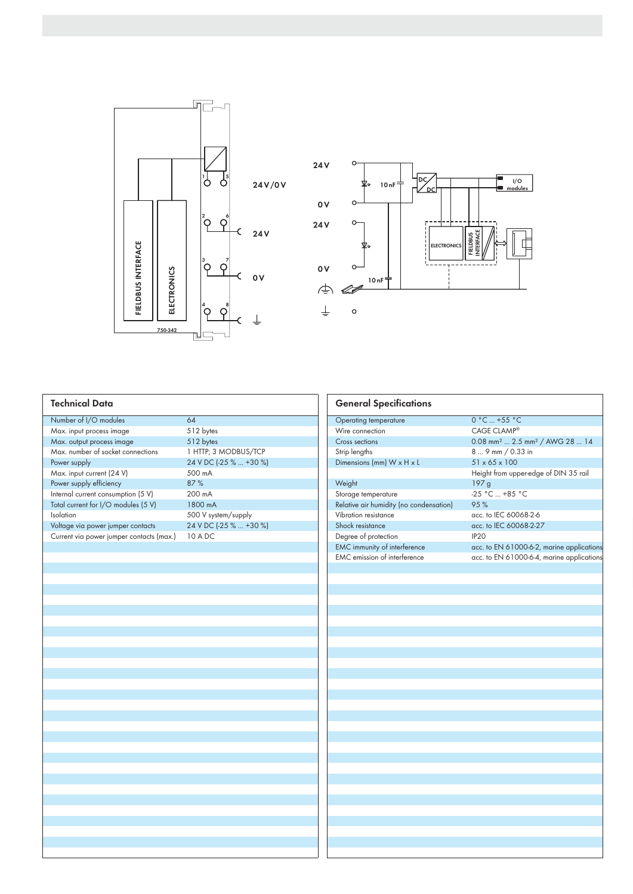24 V/0 V

24 V

0 V

FIELDBUS INTERFACE

ELECTRONICS

750-342

24 V

0 V

24 V

0 V

10 nF

DC

DC

I/O modules

ELECTRONICS

FIELDBUS INTERFACE

10 nF

## Technical Data

| | |
|---|---|
| Number of I/O modules | 64 |
| Max. input process image | 512 bytes |
| Max. output process image | 512 bytes |
| Max. number of socket connections | 1 HTTP; 3 MODBUS/TCP |
| Power supply | 24 V DC (-25 % ... +30 %) |
| Max. input current (24 V) | 500 mA |
| Power supply efficiency | 87 % |
| Internal current consumption (5 V) | 200 mA |
| Total current for I/O modules (5 V) | 1800 mA |
| Isolation | 500 V system/supply |
| Voltage via power jumper contacts | 24 V DC (-25 % ... +30 %) |
| Current via power jumper contacts (max.) | 10 A DC |

## General Specifications

| | |
|---|---|
| Operating temperature | 0 °C ... +55 °C |
| Wire connection | CAGE CLAMP® |
| Cross sections | 0.08 mm² ... 2.5 mm² / AWG 28 ... 14 |
| Strip lengths | 8 ... 9 mm / 0.33 in |
| Dimensions (mm) W x H x L | 51 x 65 x 100 |
| | Height from upper-edge of DIN 35 rail |
| Weight | 197 g |
| Storage temperature | -25 °C ... +85 °C |
| Relative air humidity (no condensation) | 95 % |
| Vibration resistance | acc. to IEC 60068-2-6 |
| Shock resistance | acc. to IEC 60068-2-27 |
| Degree of protection | IP20 |
| EMC immunity of interference | acc. to EN 61000-6-2, marine applications |
| EMC emission of interference | acc. to EN 61000-6-4, marine applications |